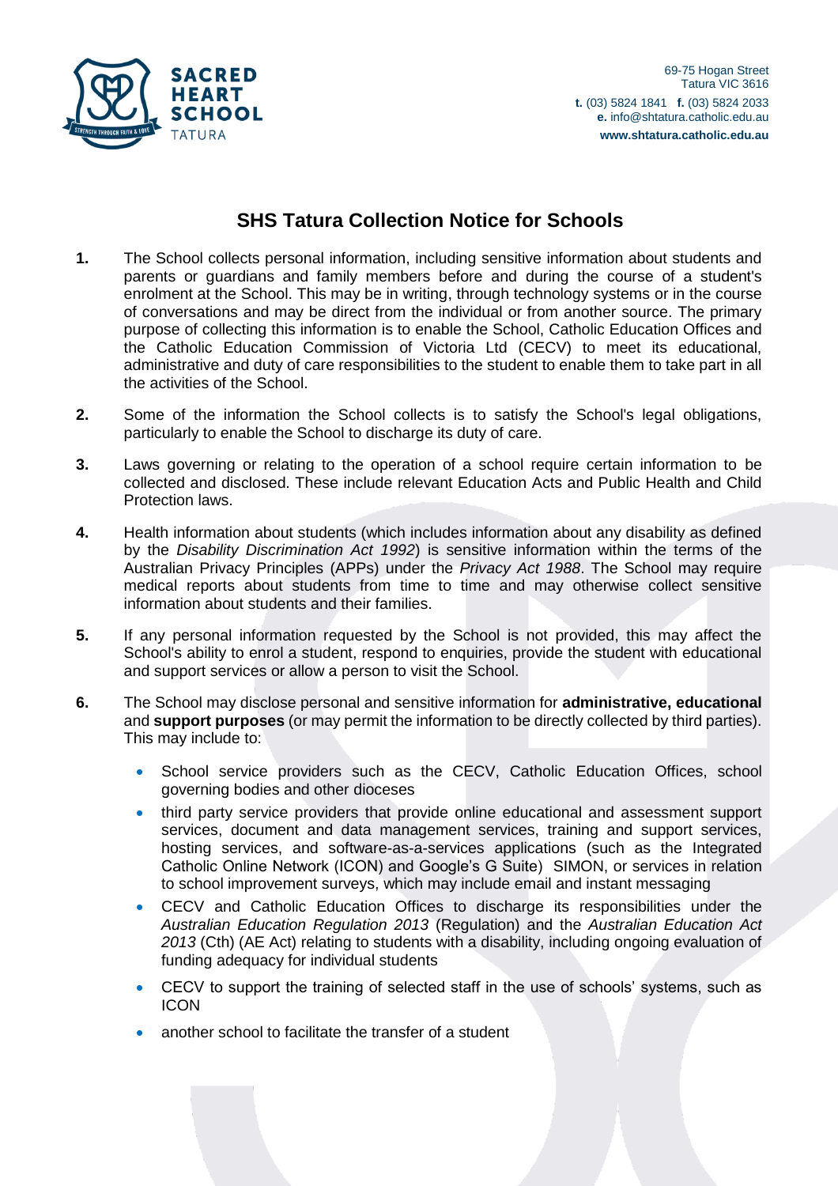SACRED HEART SCHOOL TATURA

69-75 Hogan Street
Tatura VIC 3616
**t.** (03) 5824 1841 **f.** (03) 5824 2033
**e.** info@shtatura.catholic.edu.au
**www.shtatura.catholic.edu.au**

# SHS Tatura Collection Notice for Schools

**1.** The School collects personal information, including sensitive information about students and parents or guardians and family members before and during the course of a student's enrolment at the School. This may be in writing, through technology systems or in the course of conversations and may be direct from the individual or from another source. The primary purpose of collecting this information is to enable the School, Catholic Education Offices and the Catholic Education Commission of Victoria Ltd (CECV) to meet its educational, administrative and duty of care responsibilities to the student to enable them to take part in all the activities of the School.

**2.** Some of the information the School collects is to satisfy the School's legal obligations, particularly to enable the School to discharge its duty of care.

**3.** Laws governing or relating to the operation of a school require certain information to be collected and disclosed. These include relevant Education Acts and Public Health and Child Protection laws.

**4.** Health information about students (which includes information about any disability as defined by the *Disability Discrimination Act 1992*) is sensitive information within the terms of the Australian Privacy Principles (APPs) under the *Privacy Act 1988*. The School may require medical reports about students from time to time and may otherwise collect sensitive information about students and their families.

**5.** If any personal information requested by the School is not provided, this may affect the School's ability to enrol a student, respond to enquiries, provide the student with educational and support services or allow a person to visit the School.

**6.** The School may disclose personal and sensitive information for **administrative, educational** and **support purposes** (or may permit the information to be directly collected by third parties). This may include to:

- School service providers such as the CECV, Catholic Education Offices, school governing bodies and other dioceses
- third party service providers that provide online educational and assessment support services, document and data management services, training and support services, hosting services, and software-as-a-services applications (such as the Integrated Catholic Online Network (ICON) and Google's G Suite) SIMON, or services in relation to school improvement surveys, which may include email and instant messaging
- CECV and Catholic Education Offices to discharge its responsibilities under the *Australian Education Regulation 2013* (Regulation) and the *Australian Education Act 2013* (Cth) (AE Act) relating to students with a disability, including ongoing evaluation of funding adequacy for individual students
- CECV to support the training of selected staff in the use of schools' systems, such as ICON
- another school to facilitate the transfer of a student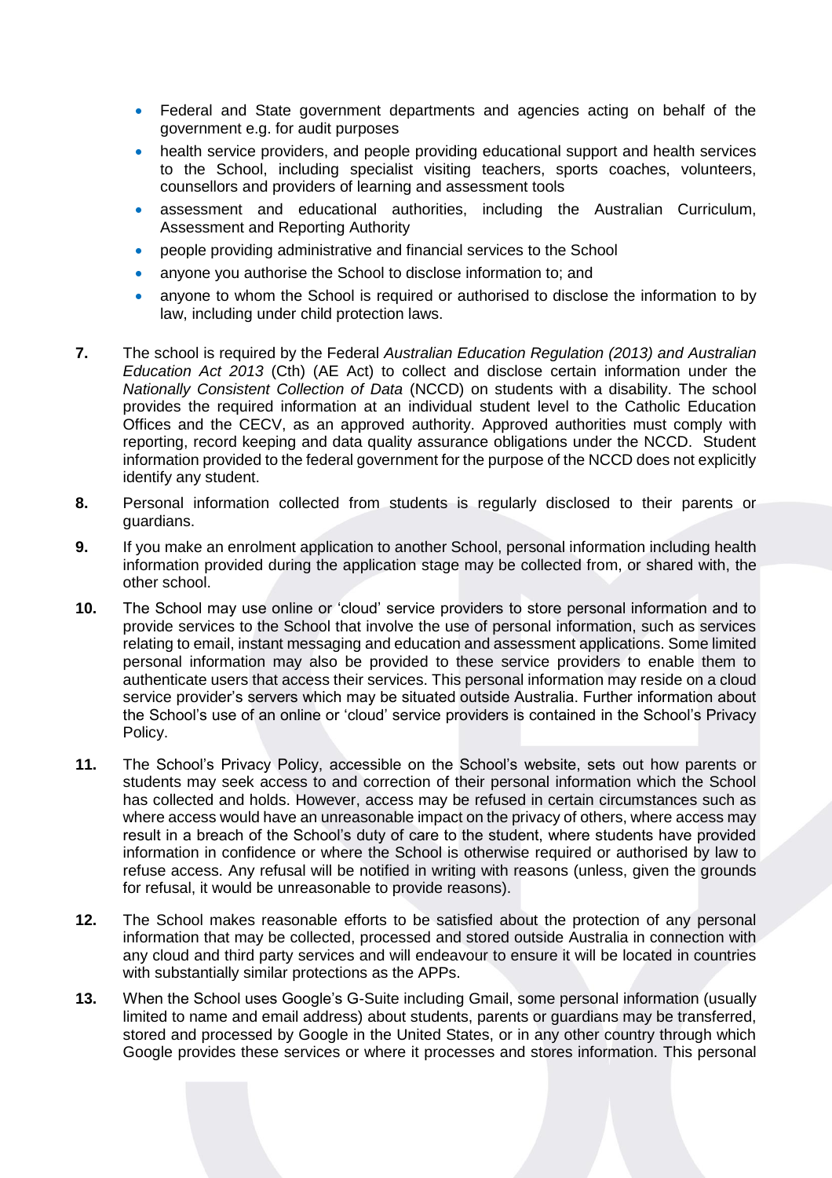- Federal and State government departments and agencies acting on behalf of the government e.g. for audit purposes
- health service providers, and people providing educational support and health services to the School, including specialist visiting teachers, sports coaches, volunteers, counsellors and providers of learning and assessment tools
- assessment and educational authorities, including the Australian Curriculum, Assessment and Reporting Authority
- people providing administrative and financial services to the School
- anyone you authorise the School to disclose information to; and
- anyone to whom the School is required or authorised to disclose the information to by law, including under child protection laws.

**7.** The school is required by the Federal *Australian Education Regulation (2013) and Australian Education Act 2013* (Cth) (AE Act) to collect and disclose certain information under the *Nationally Consistent Collection of Data* (NCCD) on students with a disability. The school provides the required information at an individual student level to the Catholic Education Offices and the CECV, as an approved authority. Approved authorities must comply with reporting, record keeping and data quality assurance obligations under the NCCD. Student information provided to the federal government for the purpose of the NCCD does not explicitly identify any student.

**8.** Personal information collected from students is regularly disclosed to their parents or guardians.

**9.** If you make an enrolment application to another School, personal information including health information provided during the application stage may be collected from, or shared with, the other school.

**10.** The School may use online or 'cloud' service providers to store personal information and to provide services to the School that involve the use of personal information, such as services relating to email, instant messaging and education and assessment applications. Some limited personal information may also be provided to these service providers to enable them to authenticate users that access their services. This personal information may reside on a cloud service provider's servers which may be situated outside Australia. Further information about the School's use of an online or 'cloud' service providers is contained in the School's Privacy Policy.

**11.** The School's Privacy Policy, accessible on the School's website, sets out how parents or students may seek access to and correction of their personal information which the School has collected and holds. However, access may be refused in certain circumstances such as where access would have an unreasonable impact on the privacy of others, where access may result in a breach of the School's duty of care to the student, where students have provided information in confidence or where the School is otherwise required or authorised by law to refuse access. Any refusal will be notified in writing with reasons (unless, given the grounds for refusal, it would be unreasonable to provide reasons).

**12.** The School makes reasonable efforts to be satisfied about the protection of any personal information that may be collected, processed and stored outside Australia in connection with any cloud and third party services and will endeavour to ensure it will be located in countries with substantially similar protections as the APPs.

**13.** When the School uses Google's G-Suite including Gmail, some personal information (usually limited to name and email address) about students, parents or guardians may be transferred, stored and processed by Google in the United States, or in any other country through which Google provides these services or where it processes and stores information. This personal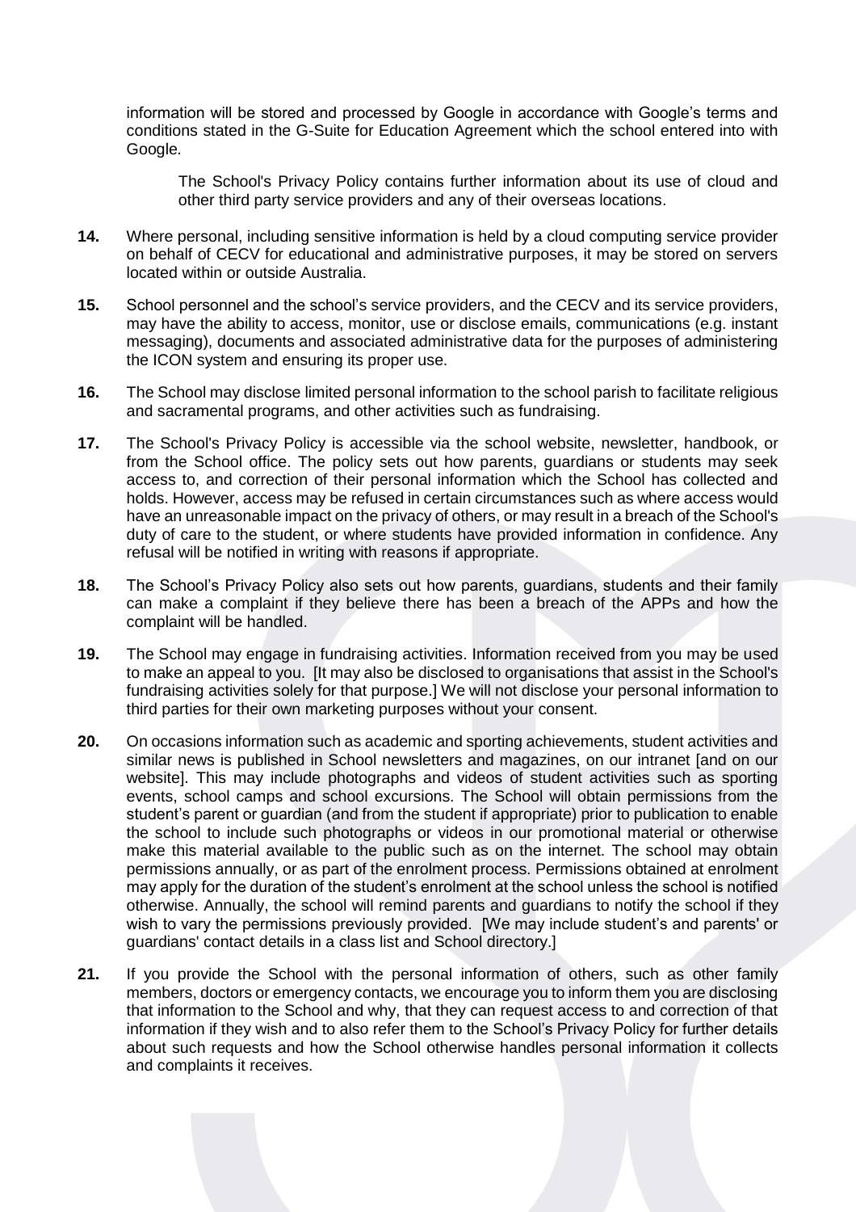information will be stored and processed by Google in accordance with Google's terms and conditions stated in the G-Suite for Education Agreement which the school entered into with Google.

The School's Privacy Policy contains further information about its use of cloud and other third party service providers and any of their overseas locations.

**14.** Where personal, including sensitive information is held by a cloud computing service provider on behalf of CECV for educational and administrative purposes, it may be stored on servers located within or outside Australia.

**15.** School personnel and the school's service providers, and the CECV and its service providers, may have the ability to access, monitor, use or disclose emails, communications (e.g. instant messaging), documents and associated administrative data for the purposes of administering the ICON system and ensuring its proper use.

**16.** The School may disclose limited personal information to the school parish to facilitate religious and sacramental programs, and other activities such as fundraising.

**17.** The School's Privacy Policy is accessible via the school website, newsletter, handbook, or from the School office. The policy sets out how parents, guardians or students may seek access to, and correction of their personal information which the School has collected and holds. However, access may be refused in certain circumstances such as where access would have an unreasonable impact on the privacy of others, or may result in a breach of the School's duty of care to the student, or where students have provided information in confidence. Any refusal will be notified in writing with reasons if appropriate.

**18.** The School's Privacy Policy also sets out how parents, guardians, students and their family can make a complaint if they believe there has been a breach of the APPs and how the complaint will be handled.

**19.** The School may engage in fundraising activities. Information received from you may be used to make an appeal to you. [It may also be disclosed to organisations that assist in the School's fundraising activities solely for that purpose.] We will not disclose your personal information to third parties for their own marketing purposes without your consent.

**20.** On occasions information such as academic and sporting achievements, student activities and similar news is published in School newsletters and magazines, on our intranet [and on our website]. This may include photographs and videos of student activities such as sporting events, school camps and school excursions. The School will obtain permissions from the student's parent or guardian (and from the student if appropriate) prior to publication to enable the school to include such photographs or videos in our promotional material or otherwise make this material available to the public such as on the internet. The school may obtain permissions annually, or as part of the enrolment process. Permissions obtained at enrolment may apply for the duration of the student's enrolment at the school unless the school is notified otherwise. Annually, the school will remind parents and guardians to notify the school if they wish to vary the permissions previously provided. [We may include student's and parents' or guardians' contact details in a class list and School directory.]

**21.** If you provide the School with the personal information of others, such as other family members, doctors or emergency contacts, we encourage you to inform them you are disclosing that information to the School and why, that they can request access to and correction of that information if they wish and to also refer them to the School's Privacy Policy for further details about such requests and how the School otherwise handles personal information it collects and complaints it receives.